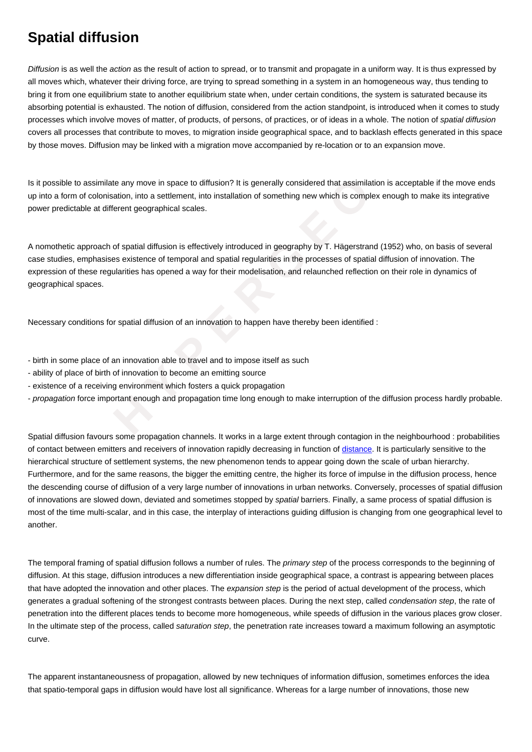# Spatial diffusion

*Diffusion* is as well the *action* as the result of action to spread, or to transmit and propagate in a uniform way. It is thus expressed by all moves which, whatever their driving force, are trying to spread something in a system in an homogeneous way, thus tending to bring it from one equilibrium state to another equilibrium state when, under certain conditions, the system is saturated because its absorbing potential is exhausted. The notion of diffusion, considered from the action standpoint, is introduced when it comes to study processes which involve moves of matter, of products, of persons, of practices, or of ideas in a whole. The notion of *spatial diffusion* covers all processes that contribute to moves, to migration inside geographical space, and to backlash effects generated in this space by those moves. Diffusion may be linked with a migration move accompanied by re-location or to an expansion move.

Is it possible to assimilate any move in space to diffusion? It is generally considered that assimilation is acceptable if the move ends up into a form of colonisation, into a settlement, into installation of something new which is complex enough to make its integrative power predictable at different geographical scales.

A nomothetic approach of spatial diffusion is effectively introduced in geography by T. Hägerstrand (1952) who, on basis of several case studies, emphasises existence of temporal and spatial regularities in the processes of spatial diffusion of innovation. The expression of these regularities has opened a way for their modelisation, and relaunched reflection on their role in dynamics of geographical spaces.

Necessary conditions for spatial diffusion of an innovation to happen have thereby been identified :

- birth in some place of an innovation able to travel and to impose itself as such
- ability of place of birth of innovation to become an emitting source
- existence of a receiving environment which fosters a quick propagation
- *propagation* force important enough and propagation time long enough to make interruption of the diffusion process hardly probable.

Spatial diffusion favours some propagation channels. It works in a large extent through contagion in the neighbourhood : probabilities of contact between emitters and receivers of innovation rapidly decreasing in function of distance. It is particularly sensitive to the hierarchical structure of settlement systems, the new phenomenon tends to appear going down the scale of urban hierarchy. Furthermore, and for the same reasons, the bigger the emitting centre, the higher its force of impulse in the diffusion process, hence the descending course of diffusion of a very large number of innovations in urban networks. Conversely, processes of spatial diffusion of innovations are slowed down, deviated and sometimes stopped by *spatial* barriers. Finally, a same process of spatial diffusion is most of the time multi-scalar, and in this case, the interplay of interactions guiding diffusion is changing from one geographical level to another.

The temporal framing of spatial diffusion follows a number of rules. The *primary step* of the process corresponds to the beginning of diffusion. At this stage, diffusion introduces a new differentiation inside geographical space, a contrast is appearing between places that have adopted the innovation and other places. The *expansion step* is the period of actual development of the process, which generates a gradual softening of the strongest contrasts between places. During the next step, called *condensation step*, the rate of penetration into the different places tends to become more homogeneous, while speeds of diffusion in the various places grow closer. In the ultimate step of the process, called *saturation step*, the penetration rate increases toward a maximum following an asymptotic curve.

The apparent instantaneousness of propagation, allowed by new techniques of information diffusion, sometimes enforces the idea that spatio-temporal gaps in diffusion would have lost all significance. Whereas for a large number of innovations, those new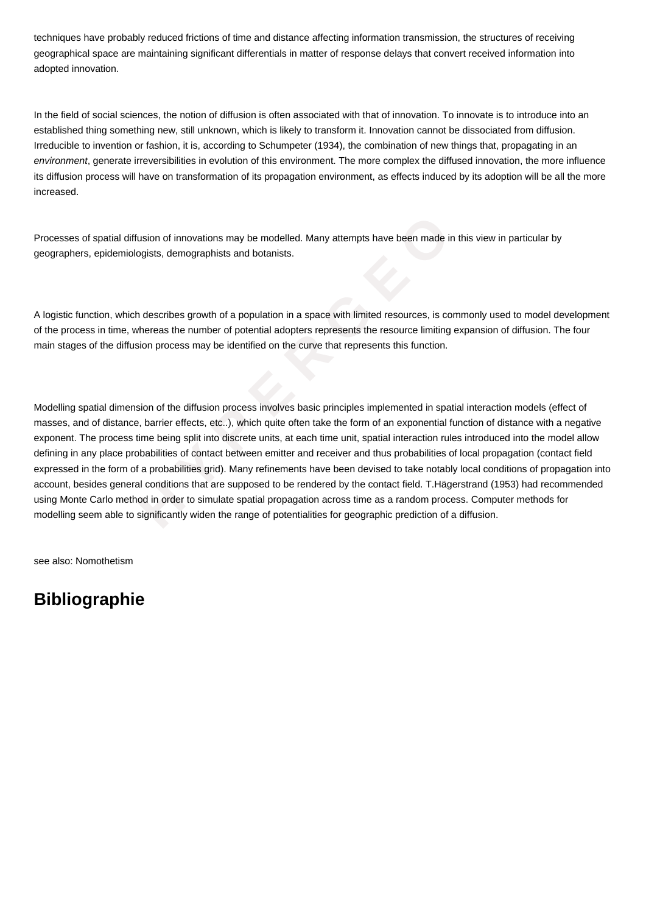techniques have probably reduced frictions of time and distance affecting information transmission, the structures of receiving geographical space are maintaining significant differentials in matter of response delays that convert received information into adopted innovation.

In the field of social sciences, the notion of diffusion is often associated with that of innovation. To innovate is to introduce into an established thing something new, still unknown, which is likely to transform it. Innovation cannot be dissociated from diffusion. Irreducible to invention or fashion, it is, according to Schumpeter (1934), the combination of new things that, propagating in an *environment*, generate irreversibilities in evolution of this environment. The more complex the diffused innovation, the more influence its diffusion process will have on transformation of its propagation environment, as effects induced by its adoption will be all the more increased.

Processes of spatial diffusion of innovations may be modelled. Many attempts have been made in this view in particular by geographers, epidemiologists, demographists and botanists.

A logistic function, which describes growth of a population in a space with limited resources, is commonly used to model development of the process in time, whereas the number of potential adopters represents the resource limiting expansion of diffusion. The four main stages of the diffusion process may be identified on the curve that represents this function.

Modelling spatial dimension of the diffusion process involves basic principles implemented in spatial interaction models (effect of masses, and of distance, barrier effects, etc..), which quite often take the form of an exponential function of distance with a negative exponent. The process time being split into discrete units, at each time unit, spatial interaction rules introduced into the model allow defining in any place probabilities of contact between emitter and receiver and thus probabilities of local propagation (contact field expressed in the form of a probabilities grid). Many refinements have been devised to take notably local conditions of propagation into account, besides general conditions that are supposed to be rendered by the contact field. T.Hägerstrand (1953) had recommended using Monte Carlo method in order to simulate spatial propagation across time as a random process. Computer methods for modelling seem able to significantly widen the range of potentialities for geographic prediction of a diffusion.

see also: Nomothetism

## Bibliographie